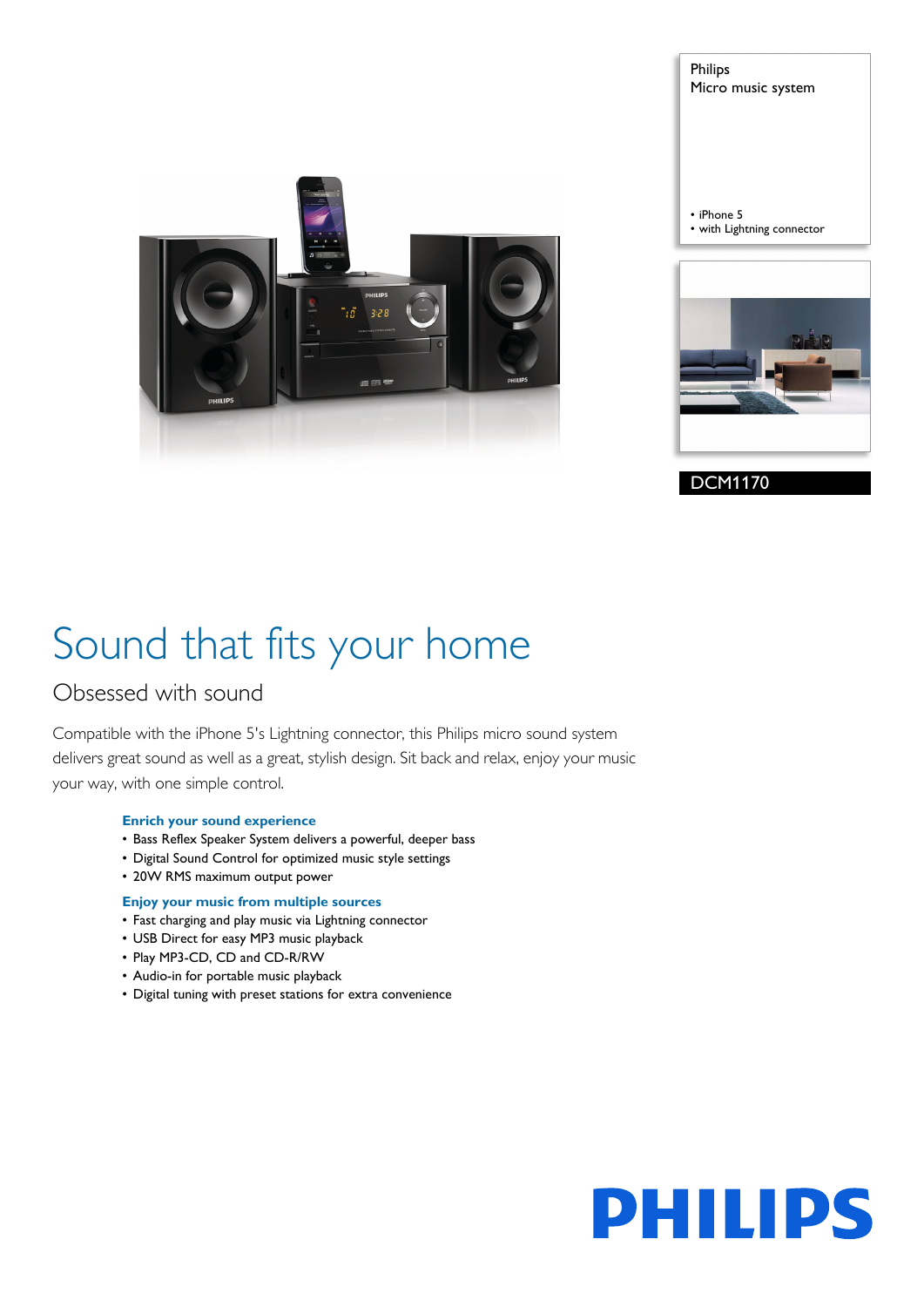Philips
Micro music system

- iPhone 5
- with Lightning connector

DCM1170

# Sound that fits your home

## Obsessed with sound

Compatible with the iPhone 5's Lightning connector, this Philips micro sound system delivers great sound as well as a great, stylish design. Sit back and relax, enjoy your music your way, with one simple control.

### Enrich your sound experience

- Bass Reflex Speaker System delivers a powerful, deeper bass
- Digital Sound Control for optimized music style settings
- 20W RMS maximum output power

### Enjoy your music from multiple sources

- Fast charging and play music via Lightning connector
- USB Direct for easy MP3 music playback
- Play MP3-CD, CD and CD-R/RW
- Audio-in for portable music playback
- Digital tuning with preset stations for extra convenience

PHILIPS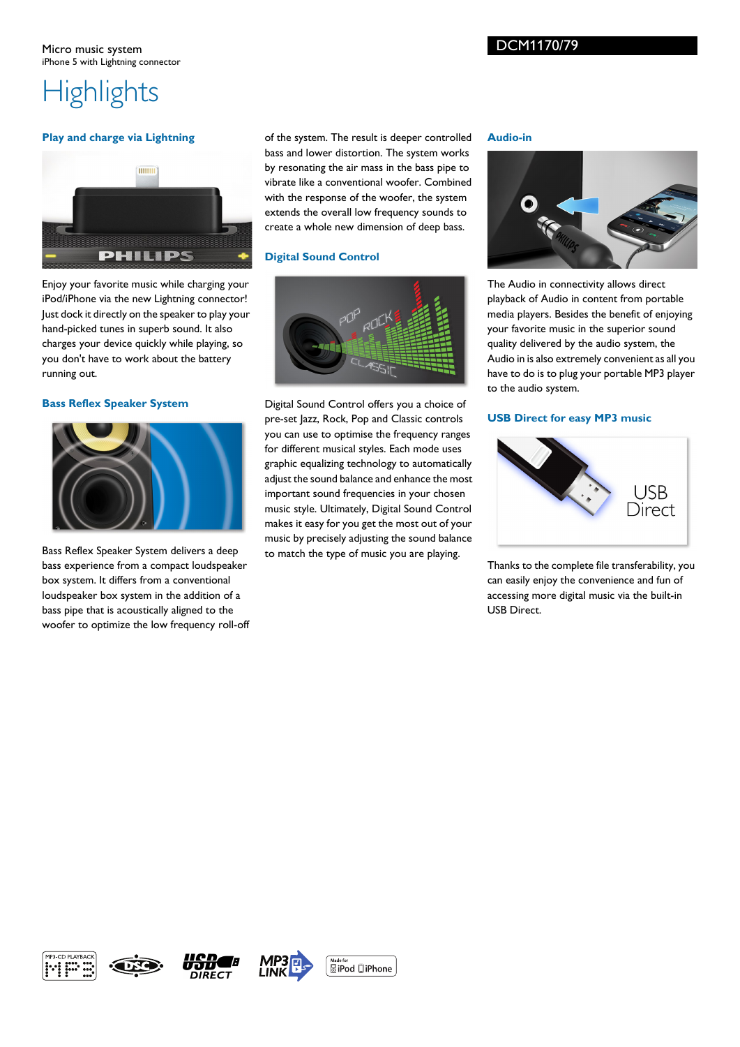Micro music system
iPhone 5 with Lightning connector

DCM1170/79

# Highlights

### Play and charge via Lightning

Enjoy your favorite music while charging your iPod/iPhone via the new Lightning connector! Just dock it directly on the speaker to play your hand-picked tunes in superb sound. It also charges your device quickly while playing, so you don't have to work about the battery running out.

### Bass Reflex Speaker System

Bass Reflex Speaker System delivers a deep bass experience from a compact loudspeaker box system. It differs from a conventional loudspeaker box system in the addition of a bass pipe that is acoustically aligned to the woofer to optimize the low frequency roll-off of the system. The result is deeper controlled bass and lower distortion. The system works by resonating the air mass in the bass pipe to vibrate like a conventional woofer. Combined with the response of the woofer, the system extends the overall low frequency sounds to create a whole new dimension of deep bass.

### Digital Sound Control

Digital Sound Control offers you a choice of pre-set Jazz, Rock, Pop and Classic controls you can use to optimise the frequency ranges for different musical styles. Each mode uses graphic equalizing technology to automatically adjust the sound balance and enhance the most important sound frequencies in your chosen music style. Ultimately, Digital Sound Control makes it easy for you get the most out of your music by precisely adjusting the sound balance to match the type of music you are playing.

### Audio-in

The Audio in connectivity allows direct playback of Audio in content from portable media players. Besides the benefit of enjoying your favorite music in the superior sound quality delivered by the audio system, the Audio in is also extremely convenient as all you have to do is to plug your portable MP3 player to the audio system.

### USB Direct for easy MP3 music

Thanks to the complete file transferability, you can easily enjoy the convenience and fun of accessing more digital music via the built-in USB Direct.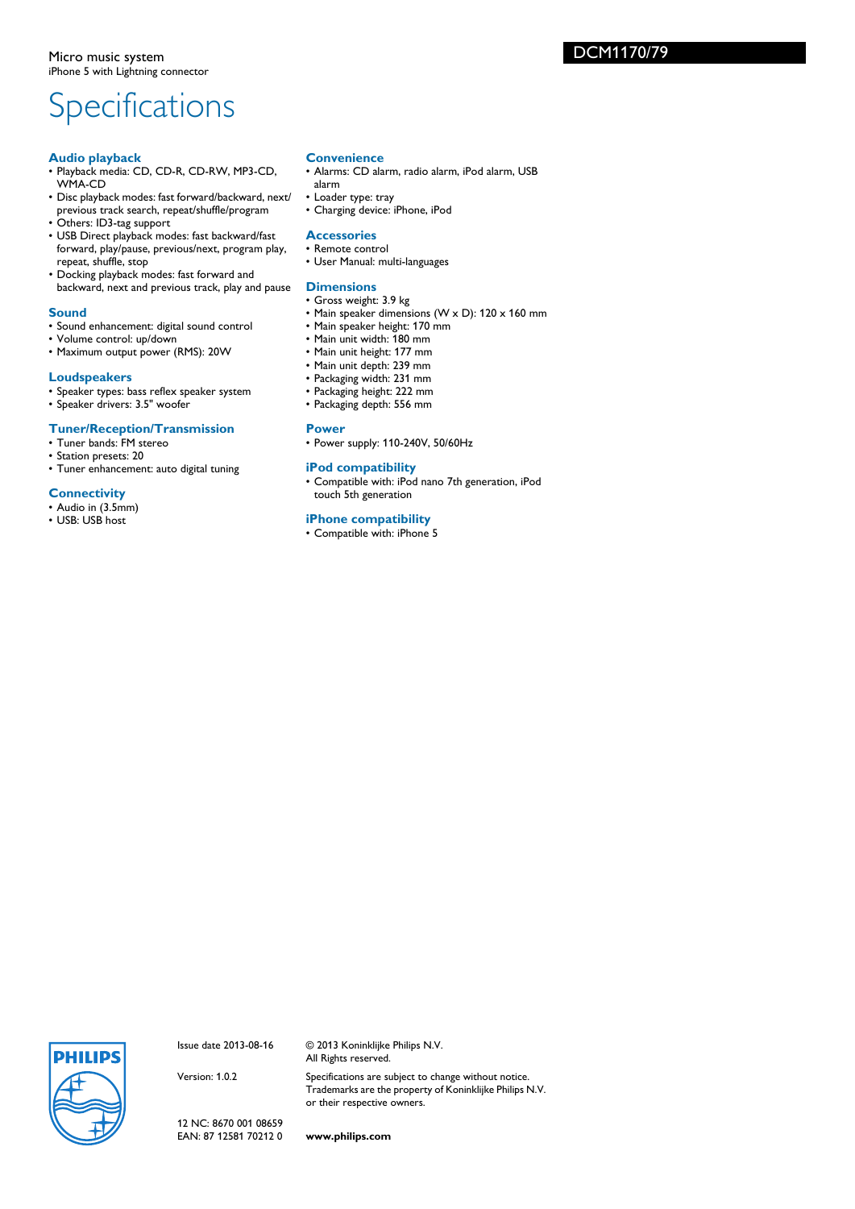Micro music system
iPhone 5 with Lightning connector

DCM1170/79

# Specifications

### Audio playback

- Playback media: CD, CD-R, CD-RW, MP3-CD, WMA-CD
- Disc playback modes: fast forward/backward, next/previous track search, repeat/shuffle/program
- Others: ID3-tag support
- USB Direct playback modes: fast backward/fast forward, play/pause, previous/next, program play, repeat, shuffle, stop
- Docking playback modes: fast forward and backward, next and previous track, play and pause

### Sound

- Sound enhancement: digital sound control
- Volume control: up/down
- Maximum output power (RMS): 20W

### Loudspeakers

- Speaker types: bass reflex speaker system
- Speaker drivers: 3.5" woofer

### Tuner/Reception/Transmission

- Tuner bands: FM stereo
- Station presets: 20
- Tuner enhancement: auto digital tuning

### Connectivity

- Audio in (3.5mm)
- USB: USB host

### Convenience

- Alarms: CD alarm, radio alarm, iPod alarm, USB alarm
- Loader type: tray
- Charging device: iPhone, iPod

### Accessories

- Remote control
- User Manual: multi-languages

### Dimensions

- Gross weight: 3.9 kg
- Main speaker dimensions (W x D): 120 x 160 mm
- Main speaker height: 170 mm
- Main unit width: 180 mm
- Main unit height: 177 mm
- Main unit depth: 239 mm
- Packaging width: 231 mm
- Packaging height: 222 mm
- Packaging depth: 556 mm

### Power

- Power supply: 110-240V, 50/60Hz

### iPod compatibility

- Compatible with: iPod nano 7th generation, iPod touch 5th generation

### iPhone compatibility

- Compatible with: iPhone 5

PHILIPS

Issue date 2013-08-16

Version: 1.0.2

12 NC: 8670 001 08659
EAN: 87 12581 70212 0

© 2013 Koninklijke Philips N.V.
All Rights reserved.

Specifications are subject to change without notice. Trademarks are the property of Koninklijke Philips N.V. or their respective owners.

**www.philips.com**